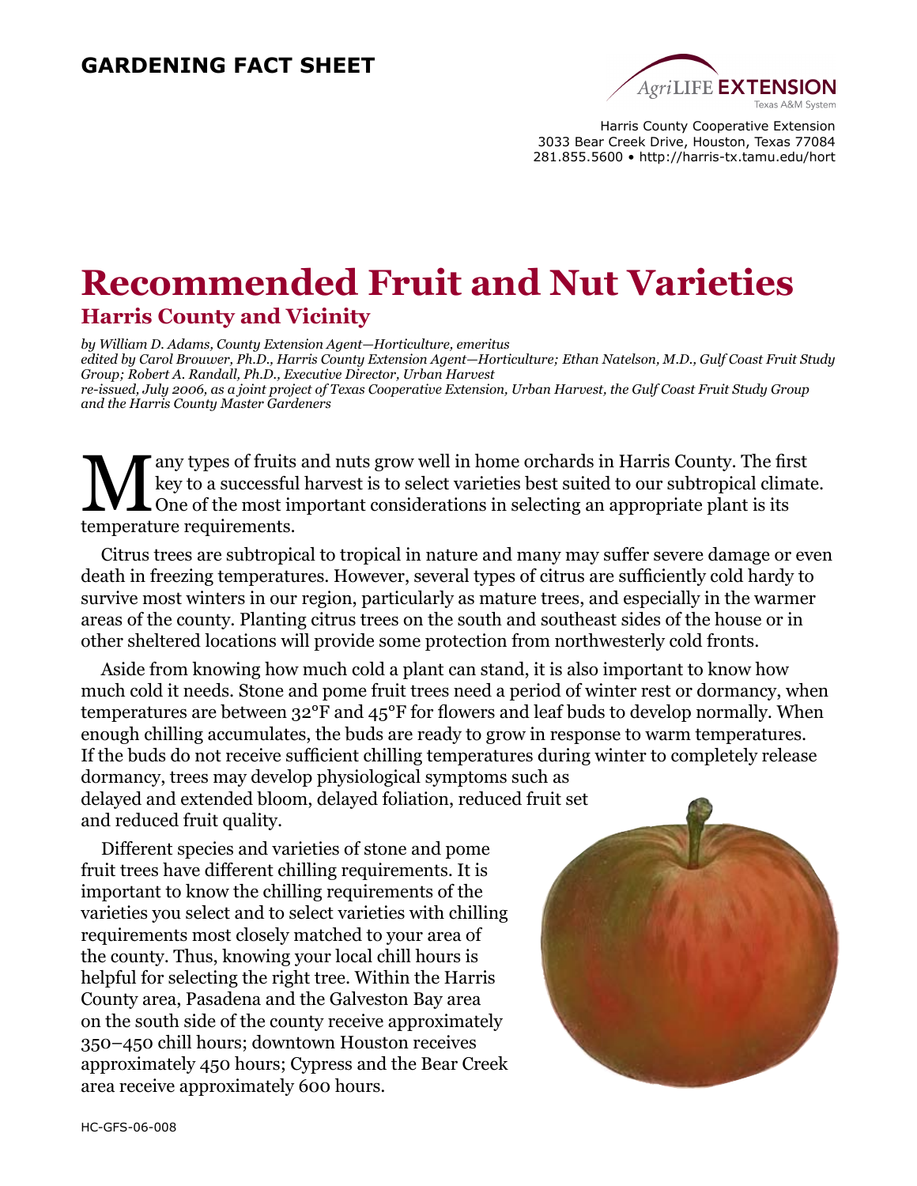**GARDENING FACT SHEET**

Harris County Cooperative Extension
3033 Bear Creek Drive, Houston, Texas 77084
281.855.5600 • http://harris-tx.tamu.edu/hort

# Recommended Fruit and Nut Varieties

## Harris County and Vicinity

*by William D. Adams, County Extension Agent—Horticulture, emeritus*
*edited by Carol Brouwer, Ph.D., Harris County Extension Agent—Horticulture; Ethan Natelson, M.D., Gulf Coast Fruit Study Group; Robert A. Randall, Ph.D., Executive Director, Urban Harvest*
*re-issued, July 2006, as a joint project of Texas Cooperative Extension, Urban Harvest, the Gulf Coast Fruit Study Group and the Harris County Master Gardeners*

Many types of fruits and nuts grow well in home orchards in Harris County. The first key to a successful harvest is to select varieties best suited to our subtropical climate. One of the most important considerations in selecting an appropriate plant is its temperature requirements.

Citrus trees are subtropical to tropical in nature and many may suffer severe damage or even death in freezing temperatures. However, several types of citrus are sufficiently cold hardy to survive most winters in our region, particularly as mature trees, and especially in the warmer areas of the county. Planting citrus trees on the south and southeast sides of the house or in other sheltered locations will provide some protection from northwesterly cold fronts.

Aside from knowing how much cold a plant can stand, it is also important to know how much cold it needs. Stone and pome fruit trees need a period of winter rest or dormancy, when temperatures are between 32°F and 45°F for flowers and leaf buds to develop normally. When enough chilling accumulates, the buds are ready to grow in response to warm temperatures. If the buds do not receive sufficient chilling temperatures during winter to completely release dormancy, trees may develop physiological symptoms such as delayed and extended bloom, delayed foliation, reduced fruit set and reduced fruit quality.

Different species and varieties of stone and pome fruit trees have different chilling requirements. It is important to know the chilling requirements of the varieties you select and to select varieties with chilling requirements most closely matched to your area of the county. Thus, knowing your local chill hours is helpful for selecting the right tree. Within the Harris County area, Pasadena and the Galveston Bay area on the south side of the county receive approximately 350–450 chill hours; downtown Houston receives approximately 450 hours; Cypress and the Bear Creek area receive approximately 600 hours.

HC-GFS-06-008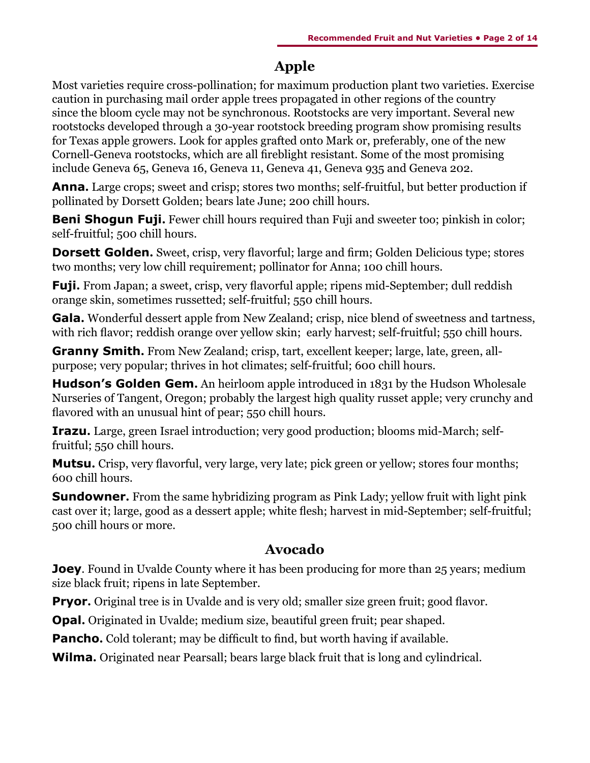## Apple

Most varieties require cross-pollination; for maximum production plant two varieties. Exercise caution in purchasing mail order apple trees propagated in other regions of the country since the bloom cycle may not be synchronous. Rootstocks are very important. Several new rootstocks developed through a 30-year rootstock breeding program show promising results for Texas apple growers. Look for apples grafted onto Mark or, preferably, one of the new Cornell-Geneva rootstocks, which are all fireblight resistant. Some of the most promising include Geneva 65, Geneva 16, Geneva 11, Geneva 41, Geneva 935 and Geneva 202.

**Anna.** Large crops; sweet and crisp; stores two months; self-fruitful, but better production if pollinated by Dorsett Golden; bears late June; 200 chill hours.

**Beni Shogun Fuji.** Fewer chill hours required than Fuji and sweeter too; pinkish in color; self-fruitful; 500 chill hours.

**Dorsett Golden.** Sweet, crisp, very flavorful; large and firm; Golden Delicious type; stores two months; very low chill requirement; pollinator for Anna; 100 chill hours.

**Fuji.** From Japan; a sweet, crisp, very flavorful apple; ripens mid-September; dull reddish orange skin, sometimes russetted; self-fruitful; 550 chill hours.

**Gala.** Wonderful dessert apple from New Zealand; crisp, nice blend of sweetness and tartness, with rich flavor; reddish orange over yellow skin; early harvest; self-fruitful; 550 chill hours.

**Granny Smith.** From New Zealand; crisp, tart, excellent keeper; large, late, green, all-purpose; very popular; thrives in hot climates; self-fruitful; 600 chill hours.

**Hudson's Golden Gem.** An heirloom apple introduced in 1831 by the Hudson Wholesale Nurseries of Tangent, Oregon; probably the largest high quality russet apple; very crunchy and flavored with an unusual hint of pear; 550 chill hours.

**Irazu.** Large, green Israel introduction; very good production; blooms mid-March; self-fruitful; 550 chill hours.

**Mutsu.** Crisp, very flavorful, very large, very late; pick green or yellow; stores four months; 600 chill hours.

**Sundowner.** From the same hybridizing program as Pink Lady; yellow fruit with light pink cast over it; large, good as a dessert apple; white flesh; harvest in mid-September; self-fruitful; 500 chill hours or more.

## Avocado

**Joey**. Found in Uvalde County where it has been producing for more than 25 years; medium size black fruit; ripens in late September.

**Pryor.** Original tree is in Uvalde and is very old; smaller size green fruit; good flavor.

**Opal.** Originated in Uvalde; medium size, beautiful green fruit; pear shaped.

**Pancho.** Cold tolerant; may be difficult to find, but worth having if available.

**Wilma.** Originated near Pearsall; bears large black fruit that is long and cylindrical.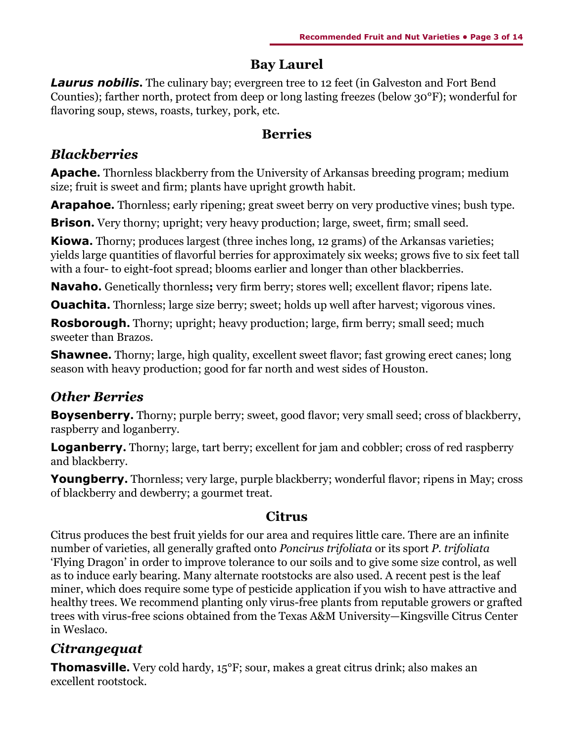## Bay Laurel

***Laurus nobilis.*** The culinary bay; evergreen tree to 12 feet (in Galveston and Fort Bend Counties); farther north, protect from deep or long lasting freezes (below 30°F); wonderful for flavoring soup, stews, roasts, turkey, pork, etc.

## Berries

### *Blackberries*

**Apache.** Thornless blackberry from the University of Arkansas breeding program; medium size; fruit is sweet and firm; plants have upright growth habit.

**Arapahoe.** Thornless; early ripening; great sweet berry on very productive vines; bush type.

**Brison.** Very thorny; upright; very heavy production; large, sweet, firm; small seed.

**Kiowa.** Thorny; produces largest (three inches long, 12 grams) of the Arkansas varieties; yields large quantities of flavorful berries for approximately six weeks; grows five to six feet tall with a four- to eight-foot spread; blooms earlier and longer than other blackberries.

**Navaho.** Genetically thornless**;** very firm berry; stores well; excellent flavor; ripens late.

**Ouachita.** Thornless; large size berry; sweet; holds up well after harvest; vigorous vines.

**Rosborough.** Thorny; upright; heavy production; large, firm berry; small seed; much sweeter than Brazos.

**Shawnee.** Thorny; large, high quality, excellent sweet flavor; fast growing erect canes; long season with heavy production; good for far north and west sides of Houston.

### *Other Berries*

**Boysenberry.** Thorny; purple berry; sweet, good flavor; very small seed; cross of blackberry, raspberry and loganberry.

**Loganberry.** Thorny; large, tart berry; excellent for jam and cobbler; cross of red raspberry and blackberry.

**Youngberry.** Thornless; very large, purple blackberry; wonderful flavor; ripens in May; cross of blackberry and dewberry; a gourmet treat.

## Citrus

Citrus produces the best fruit yields for our area and requires little care. There are an infinite number of varieties, all generally grafted onto *Poncirus trifoliata* or its sport *P. trifoliata* 'Flying Dragon' in order to improve tolerance to our soils and to give some size control, as well as to induce early bearing. Many alternate rootstocks are also used. A recent pest is the leaf miner, which does require some type of pesticide application if you wish to have attractive and healthy trees. We recommend planting only virus-free plants from reputable growers or grafted trees with virus-free scions obtained from the Texas A&M University—Kingsville Citrus Center in Weslaco.

### *Citrangequat*

**Thomasville.** Very cold hardy, 15°F; sour, makes a great citrus drink; also makes an excellent rootstock.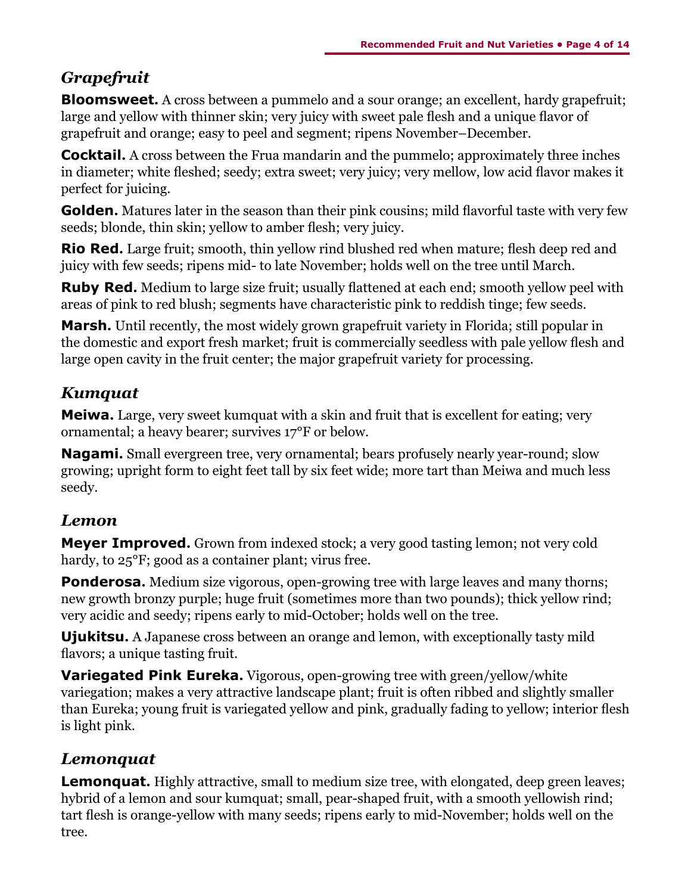## *Grapefruit*

**Bloomsweet.** A cross between a pummelo and a sour orange; an excellent, hardy grapefruit; large and yellow with thinner skin; very juicy with sweet pale flesh and a unique flavor of grapefruit and orange; easy to peel and segment; ripens November–December.

**Cocktail.** A cross between the Frua mandarin and the pummelo; approximately three inches in diameter; white fleshed; seedy; extra sweet; very juicy; very mellow, low acid flavor makes it perfect for juicing.

**Golden.** Matures later in the season than their pink cousins; mild flavorful taste with very few seeds; blonde, thin skin; yellow to amber flesh; very juicy.

**Rio Red.** Large fruit; smooth, thin yellow rind blushed red when mature; flesh deep red and juicy with few seeds; ripens mid- to late November; holds well on the tree until March.

**Ruby Red.** Medium to large size fruit; usually flattened at each end; smooth yellow peel with areas of pink to red blush; segments have characteristic pink to reddish tinge; few seeds.

**Marsh.** Until recently, the most widely grown grapefruit variety in Florida; still popular in the domestic and export fresh market; fruit is commercially seedless with pale yellow flesh and large open cavity in the fruit center; the major grapefruit variety for processing.

## *Kumquat*

**Meiwa.** Large, very sweet kumquat with a skin and fruit that is excellent for eating; very ornamental; a heavy bearer; survives 17°F or below.

**Nagami.** Small evergreen tree, very ornamental; bears profusely nearly year-round; slow growing; upright form to eight feet tall by six feet wide; more tart than Meiwa and much less seedy.

## *Lemon*

**Meyer Improved.** Grown from indexed stock; a very good tasting lemon; not very cold hardy, to 25°F; good as a container plant; virus free.

**Ponderosa.** Medium size vigorous, open-growing tree with large leaves and many thorns; new growth bronzy purple; huge fruit (sometimes more than two pounds); thick yellow rind; very acidic and seedy; ripens early to mid-October; holds well on the tree.

**Ujukitsu.** A Japanese cross between an orange and lemon, with exceptionally tasty mild flavors; a unique tasting fruit.

**Variegated Pink Eureka.** Vigorous, open-growing tree with green/yellow/white variegation; makes a very attractive landscape plant; fruit is often ribbed and slightly smaller than Eureka; young fruit is variegated yellow and pink, gradually fading to yellow; interior flesh is light pink.

## *Lemonquat*

**Lemonquat.** Highly attractive, small to medium size tree, with elongated, deep green leaves; hybrid of a lemon and sour kumquat; small, pear-shaped fruit, with a smooth yellowish rind; tart flesh is orange-yellow with many seeds; ripens early to mid-November; holds well on the tree.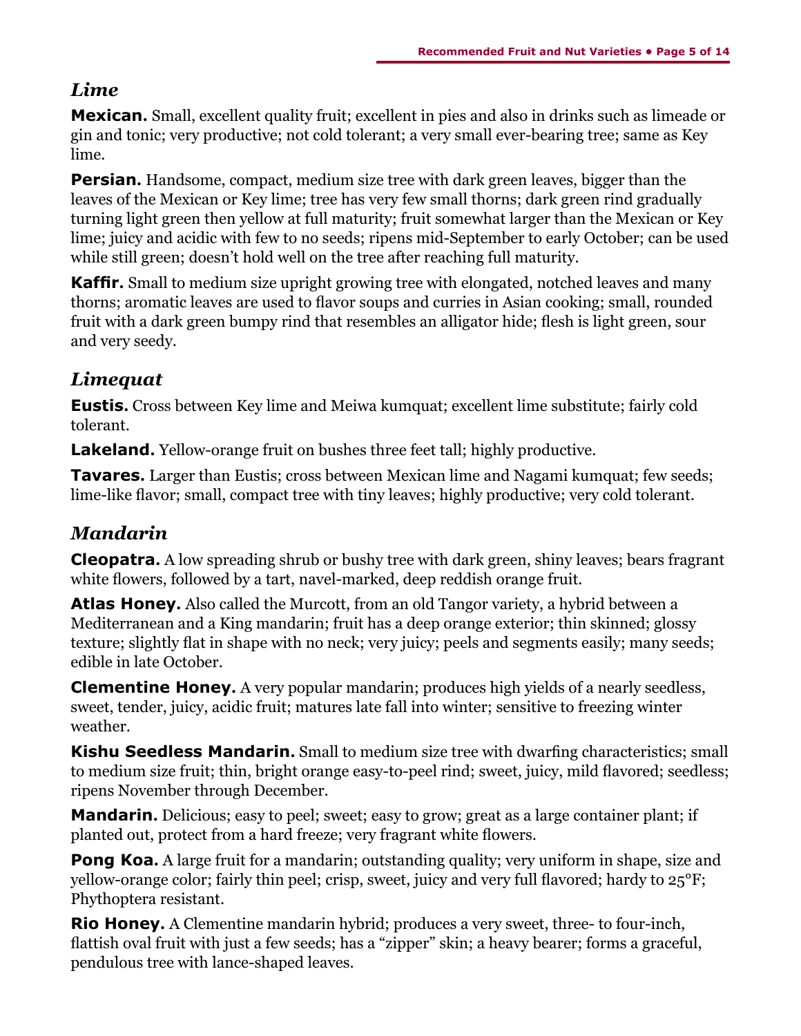## *Lime*

**Mexican.** Small, excellent quality fruit; excellent in pies and also in drinks such as limeade or gin and tonic; very productive; not cold tolerant; a very small ever-bearing tree; same as Key lime.

**Persian.** Handsome, compact, medium size tree with dark green leaves, bigger than the leaves of the Mexican or Key lime; tree has very few small thorns; dark green rind gradually turning light green then yellow at full maturity; fruit somewhat larger than the Mexican or Key lime; juicy and acidic with few to no seeds; ripens mid-September to early October; can be used while still green; doesn't hold well on the tree after reaching full maturity.

**Kaffir.** Small to medium size upright growing tree with elongated, notched leaves and many thorns; aromatic leaves are used to flavor soups and curries in Asian cooking; small, rounded fruit with a dark green bumpy rind that resembles an alligator hide; flesh is light green, sour and very seedy.

## *Limequat*

**Eustis.** Cross between Key lime and Meiwa kumquat; excellent lime substitute; fairly cold tolerant.

**Lakeland.** Yellow-orange fruit on bushes three feet tall; highly productive.

**Tavares.** Larger than Eustis; cross between Mexican lime and Nagami kumquat; few seeds; lime-like flavor; small, compact tree with tiny leaves; highly productive; very cold tolerant.

## *Mandarin*

**Cleopatra.** A low spreading shrub or bushy tree with dark green, shiny leaves; bears fragrant white flowers, followed by a tart, navel-marked, deep reddish orange fruit.

**Atlas Honey.** Also called the Murcott, from an old Tangor variety, a hybrid between a Mediterranean and a King mandarin; fruit has a deep orange exterior; thin skinned; glossy texture; slightly flat in shape with no neck; very juicy; peels and segments easily; many seeds; edible in late October.

**Clementine Honey.** A very popular mandarin; produces high yields of a nearly seedless, sweet, tender, juicy, acidic fruit; matures late fall into winter; sensitive to freezing winter weather.

**Kishu Seedless Mandarin.** Small to medium size tree with dwarfing characteristics; small to medium size fruit; thin, bright orange easy-to-peel rind; sweet, juicy, mild flavored; seedless; ripens November through December.

**Mandarin.** Delicious; easy to peel; sweet; easy to grow; great as a large container plant; if planted out, protect from a hard freeze; very fragrant white flowers.

**Pong Koa.** A large fruit for a mandarin; outstanding quality; very uniform in shape, size and yellow-orange color; fairly thin peel; crisp, sweet, juicy and very full flavored; hardy to 25°F; Phythoptera resistant.

**Rio Honey.** A Clementine mandarin hybrid; produces a very sweet, three- to four-inch, flattish oval fruit with just a few seeds; has a "zipper" skin; a heavy bearer; forms a graceful, pendulous tree with lance-shaped leaves.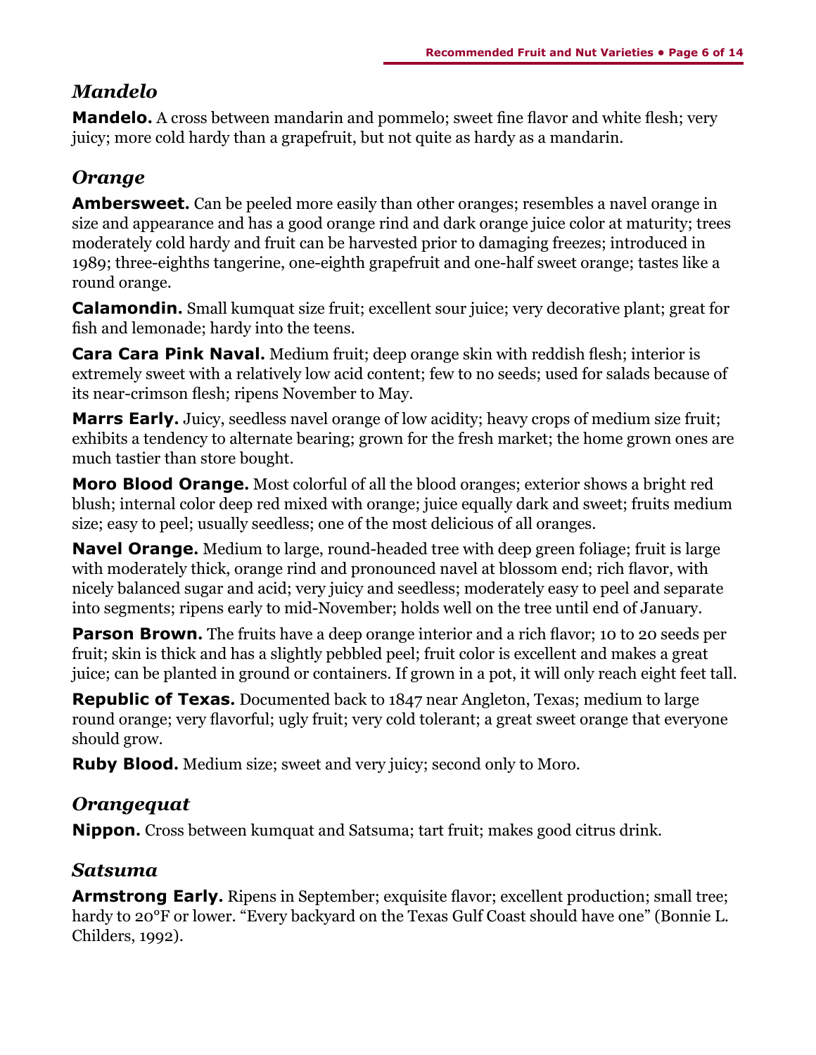## *Mandelo*

**Mandelo.** A cross between mandarin and pommelo; sweet fine flavor and white flesh; very juicy; more cold hardy than a grapefruit, but not quite as hardy as a mandarin.

## *Orange*

**Ambersweet.** Can be peeled more easily than other oranges; resembles a navel orange in size and appearance and has a good orange rind and dark orange juice color at maturity; trees moderately cold hardy and fruit can be harvested prior to damaging freezes; introduced in 1989; three-eighths tangerine, one-eighth grapefruit and one-half sweet orange; tastes like a round orange.

**Calamondin.** Small kumquat size fruit; excellent sour juice; very decorative plant; great for fish and lemonade; hardy into the teens.

**Cara Cara Pink Naval.** Medium fruit; deep orange skin with reddish flesh; interior is extremely sweet with a relatively low acid content; few to no seeds; used for salads because of its near-crimson flesh; ripens November to May.

**Marrs Early.** Juicy, seedless navel orange of low acidity; heavy crops of medium size fruit; exhibits a tendency to alternate bearing; grown for the fresh market; the home grown ones are much tastier than store bought.

**Moro Blood Orange.** Most colorful of all the blood oranges; exterior shows a bright red blush; internal color deep red mixed with orange; juice equally dark and sweet; fruits medium size; easy to peel; usually seedless; one of the most delicious of all oranges.

**Navel Orange.** Medium to large, round-headed tree with deep green foliage; fruit is large with moderately thick, orange rind and pronounced navel at blossom end; rich flavor, with nicely balanced sugar and acid; very juicy and seedless; moderately easy to peel and separate into segments; ripens early to mid-November; holds well on the tree until end of January.

**Parson Brown.** The fruits have a deep orange interior and a rich flavor; 10 to 20 seeds per fruit; skin is thick and has a slightly pebbled peel; fruit color is excellent and makes a great juice; can be planted in ground or containers. If grown in a pot, it will only reach eight feet tall.

**Republic of Texas.** Documented back to 1847 near Angleton, Texas; medium to large round orange; very flavorful; ugly fruit; very cold tolerant; a great sweet orange that everyone should grow.

**Ruby Blood.** Medium size; sweet and very juicy; second only to Moro.

## *Orangequat*

**Nippon.** Cross between kumquat and Satsuma; tart fruit; makes good citrus drink.

## *Satsuma*

**Armstrong Early.** Ripens in September; exquisite flavor; excellent production; small tree; hardy to 20°F or lower. "Every backyard on the Texas Gulf Coast should have one" (Bonnie L. Childers, 1992).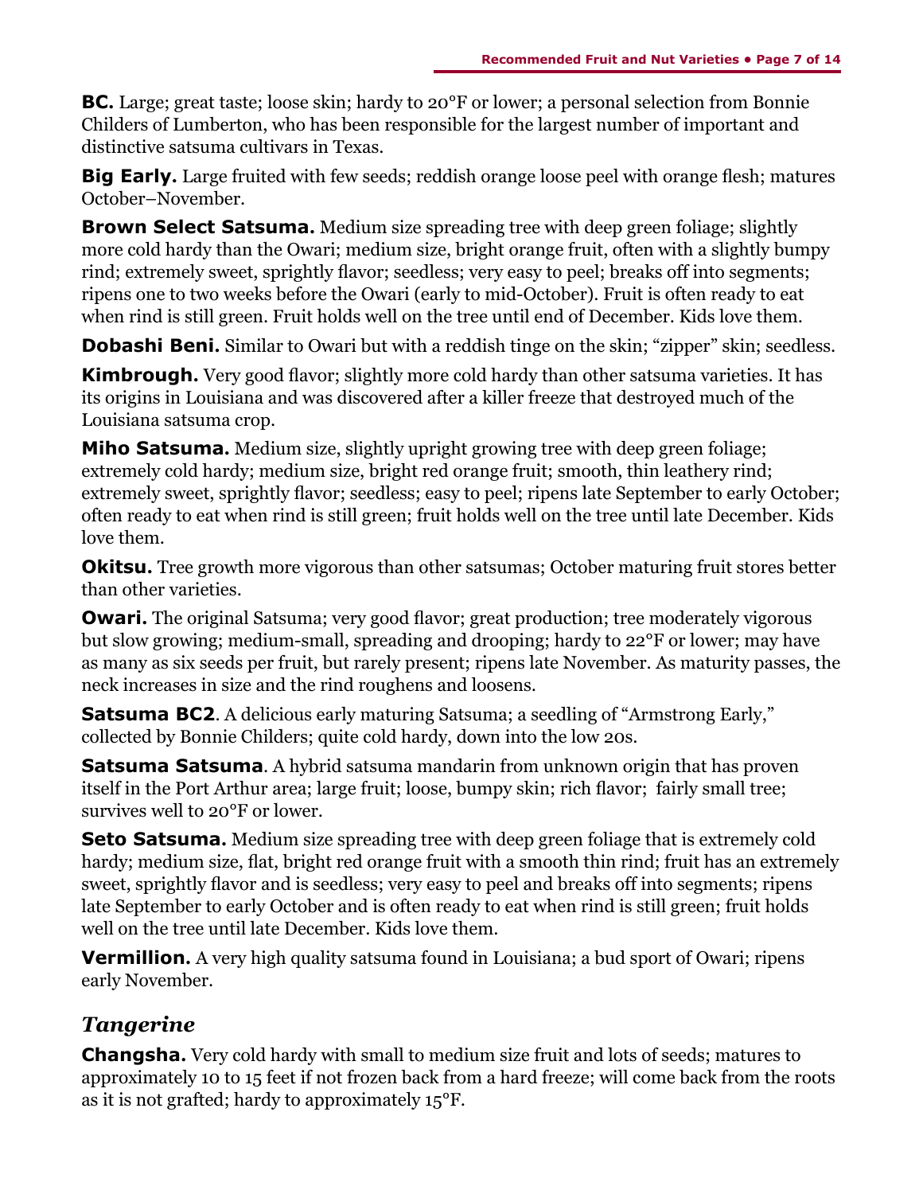**BC.** Large; great taste; loose skin; hardy to 20°F or lower; a personal selection from Bonnie Childers of Lumberton, who has been responsible for the largest number of important and distinctive satsuma cultivars in Texas.

**Big Early.** Large fruited with few seeds; reddish orange loose peel with orange flesh; matures October–November.

**Brown Select Satsuma.** Medium size spreading tree with deep green foliage; slightly more cold hardy than the Owari; medium size, bright orange fruit, often with a slightly bumpy rind; extremely sweet, sprightly flavor; seedless; very easy to peel; breaks off into segments; ripens one to two weeks before the Owari (early to mid-October). Fruit is often ready to eat when rind is still green. Fruit holds well on the tree until end of December. Kids love them.

**Dobashi Beni.** Similar to Owari but with a reddish tinge on the skin; "zipper" skin; seedless.

**Kimbrough.** Very good flavor; slightly more cold hardy than other satsuma varieties. It has its origins in Louisiana and was discovered after a killer freeze that destroyed much of the Louisiana satsuma crop.

**Miho Satsuma.** Medium size, slightly upright growing tree with deep green foliage; extremely cold hardy; medium size, bright red orange fruit; smooth, thin leathery rind; extremely sweet, sprightly flavor; seedless; easy to peel; ripens late September to early October; often ready to eat when rind is still green; fruit holds well on the tree until late December. Kids love them.

**Okitsu.** Tree growth more vigorous than other satsumas; October maturing fruit stores better than other varieties.

**Owari.** The original Satsuma; very good flavor; great production; tree moderately vigorous but slow growing; medium-small, spreading and drooping; hardy to 22°F or lower; may have as many as six seeds per fruit, but rarely present; ripens late November. As maturity passes, the neck increases in size and the rind roughens and loosens.

**Satsuma BC2**. A delicious early maturing Satsuma; a seedling of "Armstrong Early," collected by Bonnie Childers; quite cold hardy, down into the low 20s.

**Satsuma Satsuma**. A hybrid satsuma mandarin from unknown origin that has proven itself in the Port Arthur area; large fruit; loose, bumpy skin; rich flavor; fairly small tree; survives well to 20°F or lower.

**Seto Satsuma.** Medium size spreading tree with deep green foliage that is extremely cold hardy; medium size, flat, bright red orange fruit with a smooth thin rind; fruit has an extremely sweet, sprightly flavor and is seedless; very easy to peel and breaks off into segments; ripens late September to early October and is often ready to eat when rind is still green; fruit holds well on the tree until late December. Kids love them.

**Vermillion.** A very high quality satsuma found in Louisiana; a bud sport of Owari; ripens early November.

## *Tangerine*

**Changsha.** Very cold hardy with small to medium size fruit and lots of seeds; matures to approximately 10 to 15 feet if not frozen back from a hard freeze; will come back from the roots as it is not grafted; hardy to approximately 15°F.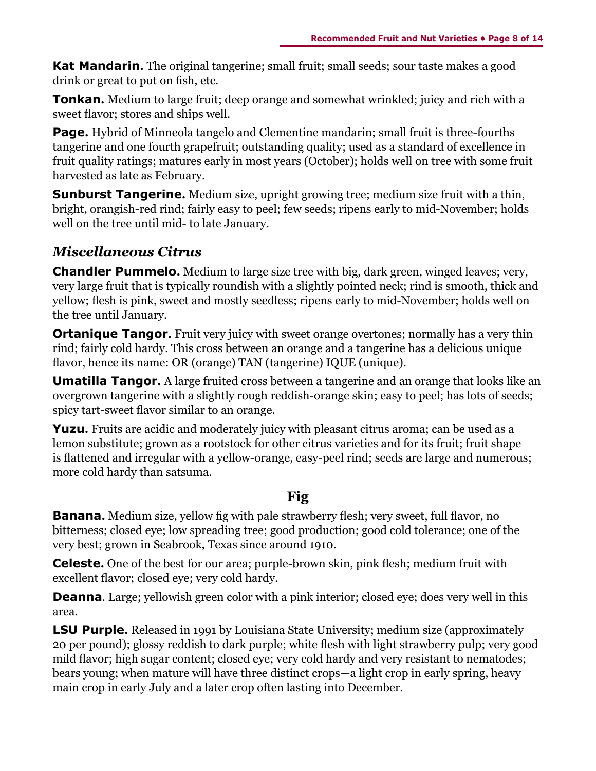**Kat Mandarin.** The original tangerine; small fruit; small seeds; sour taste makes a good drink or great to put on fish, etc.

**Tonkan.** Medium to large fruit; deep orange and somewhat wrinkled; juicy and rich with a sweet flavor; stores and ships well.

**Page.** Hybrid of Minneola tangelo and Clementine mandarin; small fruit is three-fourths tangerine and one fourth grapefruit; outstanding quality; used as a standard of excellence in fruit quality ratings; matures early in most years (October); holds well on tree with some fruit harvested as late as February.

**Sunburst Tangerine.** Medium size, upright growing tree; medium size fruit with a thin, bright, orangish-red rind; fairly easy to peel; few seeds; ripens early to mid-November; holds well on the tree until mid- to late January.

### *Miscellaneous Citrus*

**Chandler Pummelo.** Medium to large size tree with big, dark green, winged leaves; very, very large fruit that is typically roundish with a slightly pointed neck; rind is smooth, thick and yellow; flesh is pink, sweet and mostly seedless; ripens early to mid-November; holds well on the tree until January.

**Ortanique Tangor.** Fruit very juicy with sweet orange overtones; normally has a very thin rind; fairly cold hardy. This cross between an orange and a tangerine has a delicious unique flavor, hence its name: OR (orange) TAN (tangerine) IQUE (unique).

**Umatilla Tangor.** A large fruited cross between a tangerine and an orange that looks like an overgrown tangerine with a slightly rough reddish-orange skin; easy to peel; has lots of seeds; spicy tart-sweet flavor similar to an orange.

**Yuzu.** Fruits are acidic and moderately juicy with pleasant citrus aroma; can be used as a lemon substitute; grown as a rootstock for other citrus varieties and for its fruit; fruit shape is flattened and irregular with a yellow-orange, easy-peel rind; seeds are large and numerous; more cold hardy than satsuma.

## Fig

**Banana.** Medium size, yellow fig with pale strawberry flesh; very sweet, full flavor, no bitterness; closed eye; low spreading tree; good production; good cold tolerance; one of the very best; grown in Seabrook, Texas since around 1910.

**Celeste.** One of the best for our area; purple-brown skin, pink flesh; medium fruit with excellent flavor; closed eye; very cold hardy.

**Deanna**. Large; yellowish green color with a pink interior; closed eye; does very well in this area.

**LSU Purple.** Released in 1991 by Louisiana State University; medium size (approximately 20 per pound); glossy reddish to dark purple; white flesh with light strawberry pulp; very good mild flavor; high sugar content; closed eye; very cold hardy and very resistant to nematodes; bears young; when mature will have three distinct crops—a light crop in early spring, heavy main crop in early July and a later crop often lasting into December.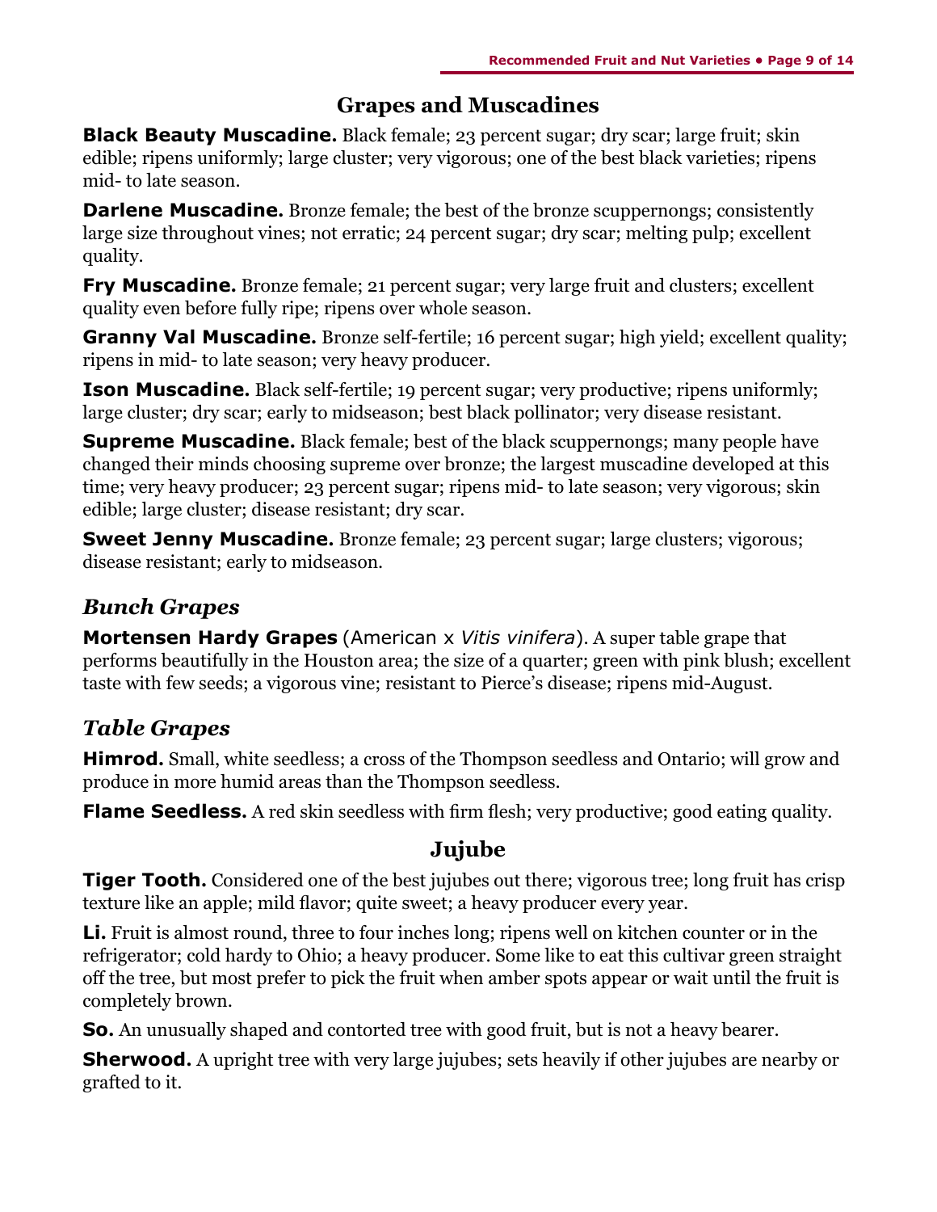## Grapes and Muscadines

**Black Beauty Muscadine.** Black female; 23 percent sugar; dry scar; large fruit; skin edible; ripens uniformly; large cluster; very vigorous; one of the best black varieties; ripens mid- to late season.

**Darlene Muscadine.** Bronze female; the best of the bronze scuppernongs; consistently large size throughout vines; not erratic; 24 percent sugar; dry scar; melting pulp; excellent quality.

**Fry Muscadine.** Bronze female; 21 percent sugar; very large fruit and clusters; excellent quality even before fully ripe; ripens over whole season.

**Granny Val Muscadine.** Bronze self-fertile; 16 percent sugar; high yield; excellent quality; ripens in mid- to late season; very heavy producer.

**Ison Muscadine.** Black self-fertile; 19 percent sugar; very productive; ripens uniformly; large cluster; dry scar; early to midseason; best black pollinator; very disease resistant.

**Supreme Muscadine.** Black female; best of the black scuppernongs; many people have changed their minds choosing supreme over bronze; the largest muscadine developed at this time; very heavy producer; 23 percent sugar; ripens mid- to late season; very vigorous; skin edible; large cluster; disease resistant; dry scar.

**Sweet Jenny Muscadine.** Bronze female; 23 percent sugar; large clusters; vigorous; disease resistant; early to midseason.

### *Bunch Grapes*

**Mortensen Hardy Grapes** (American x *Vitis vinifera*). A super table grape that performs beautifully in the Houston area; the size of a quarter; green with pink blush; excellent taste with few seeds; a vigorous vine; resistant to Pierce's disease; ripens mid-August.

### *Table Grapes*

**Himrod.** Small, white seedless; a cross of the Thompson seedless and Ontario; will grow and produce in more humid areas than the Thompson seedless.

**Flame Seedless.** A red skin seedless with firm flesh; very productive; good eating quality.

## Jujube

**Tiger Tooth.** Considered one of the best jujubes out there; vigorous tree; long fruit has crisp texture like an apple; mild flavor; quite sweet; a heavy producer every year.

**Li.** Fruit is almost round, three to four inches long; ripens well on kitchen counter or in the refrigerator; cold hardy to Ohio; a heavy producer. Some like to eat this cultivar green straight off the tree, but most prefer to pick the fruit when amber spots appear or wait until the fruit is completely brown.

**So.** An unusually shaped and contorted tree with good fruit, but is not a heavy bearer.

**Sherwood.** A upright tree with very large jujubes; sets heavily if other jujubes are nearby or grafted to it.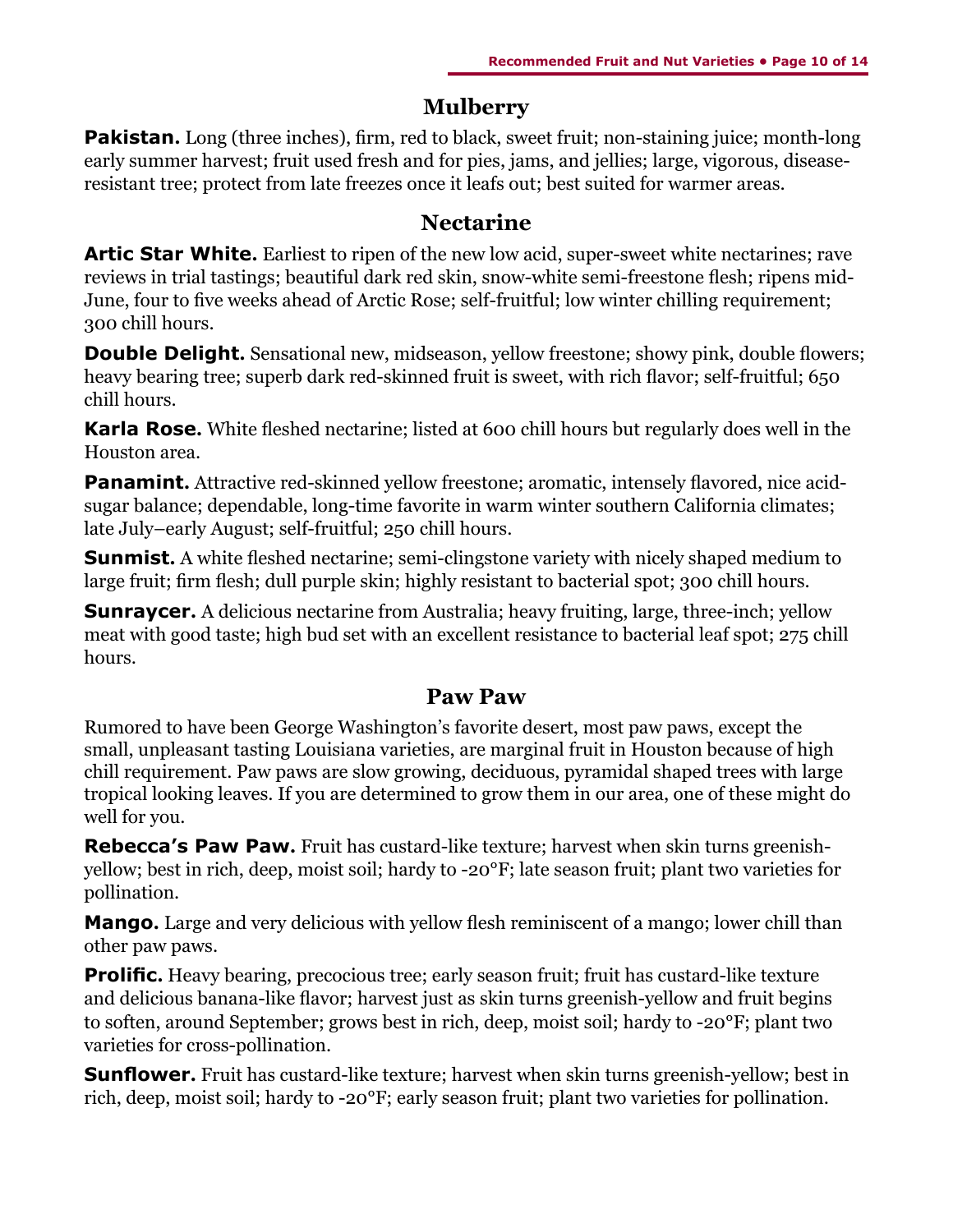## Mulberry

**Pakistan.** Long (three inches), firm, red to black, sweet fruit; non-staining juice; month-long early summer harvest; fruit used fresh and for pies, jams, and jellies; large, vigorous, disease-resistant tree; protect from late freezes once it leafs out; best suited for warmer areas.

## Nectarine

**Artic Star White.** Earliest to ripen of the new low acid, super-sweet white nectarines; rave reviews in trial tastings; beautiful dark red skin, snow-white semi-freestone flesh; ripens mid-June, four to five weeks ahead of Arctic Rose; self-fruitful; low winter chilling requirement; 300 chill hours.

**Double Delight.** Sensational new, midseason, yellow freestone; showy pink, double flowers; heavy bearing tree; superb dark red-skinned fruit is sweet, with rich flavor; self-fruitful; 650 chill hours.

**Karla Rose.** White fleshed nectarine; listed at 600 chill hours but regularly does well in the Houston area.

**Panamint.** Attractive red-skinned yellow freestone; aromatic, intensely flavored, nice acid-sugar balance; dependable, long-time favorite in warm winter southern California climates; late July–early August; self-fruitful; 250 chill hours.

**Sunmist.** A white fleshed nectarine; semi-clingstone variety with nicely shaped medium to large fruit; firm flesh; dull purple skin; highly resistant to bacterial spot; 300 chill hours.

**Sunraycer.** A delicious nectarine from Australia; heavy fruiting, large, three-inch; yellow meat with good taste; high bud set with an excellent resistance to bacterial leaf spot; 275 chill hours.

## Paw Paw

Rumored to have been George Washington's favorite desert, most paw paws, except the small, unpleasant tasting Louisiana varieties, are marginal fruit in Houston because of high chill requirement. Paw paws are slow growing, deciduous, pyramidal shaped trees with large tropical looking leaves. If you are determined to grow them in our area, one of these might do well for you.

**Rebecca's Paw Paw.** Fruit has custard-like texture; harvest when skin turns greenish-yellow; best in rich, deep, moist soil; hardy to -20°F; late season fruit; plant two varieties for pollination.

**Mango.** Large and very delicious with yellow flesh reminiscent of a mango; lower chill than other paw paws.

**Prolific.** Heavy bearing, precocious tree; early season fruit; fruit has custard-like texture and delicious banana-like flavor; harvest just as skin turns greenish-yellow and fruit begins to soften, around September; grows best in rich, deep, moist soil; hardy to -20°F; plant two varieties for cross-pollination.

**Sunflower.** Fruit has custard-like texture; harvest when skin turns greenish-yellow; best in rich, deep, moist soil; hardy to -20°F; early season fruit; plant two varieties for pollination.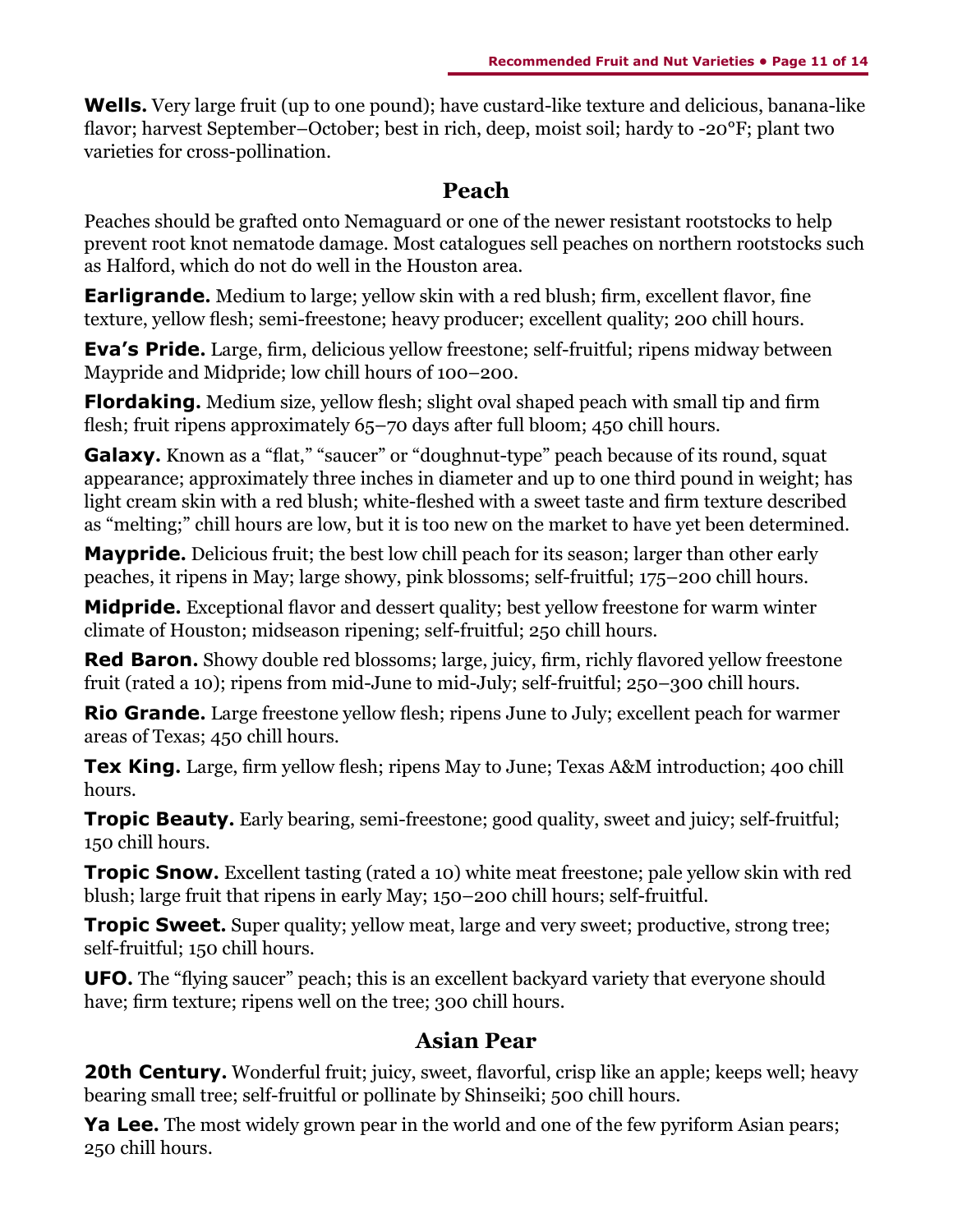**Wells.** Very large fruit (up to one pound); have custard-like texture and delicious, banana-like flavor; harvest September–October; best in rich, deep, moist soil; hardy to -20°F; plant two varieties for cross-pollination.

## Peach

Peaches should be grafted onto Nemaguard or one of the newer resistant rootstocks to help prevent root knot nematode damage. Most catalogues sell peaches on northern rootstocks such as Halford, which do not do well in the Houston area.

**Earligrande.** Medium to large; yellow skin with a red blush; firm, excellent flavor, fine texture, yellow flesh; semi-freestone; heavy producer; excellent quality; 200 chill hours.

**Eva's Pride.** Large, firm, delicious yellow freestone; self-fruitful; ripens midway between Maypride and Midpride; low chill hours of 100–200.

**Flordaking.** Medium size, yellow flesh; slight oval shaped peach with small tip and firm flesh; fruit ripens approximately 65–70 days after full bloom; 450 chill hours.

**Galaxy.** Known as a "flat," "saucer" or "doughnut-type" peach because of its round, squat appearance; approximately three inches in diameter and up to one third pound in weight; has light cream skin with a red blush; white-fleshed with a sweet taste and firm texture described as "melting;" chill hours are low, but it is too new on the market to have yet been determined.

**Maypride.** Delicious fruit; the best low chill peach for its season; larger than other early peaches, it ripens in May; large showy, pink blossoms; self-fruitful; 175–200 chill hours.

**Midpride.** Exceptional flavor and dessert quality; best yellow freestone for warm winter climate of Houston; midseason ripening; self-fruitful; 250 chill hours.

**Red Baron.** Showy double red blossoms; large, juicy, firm, richly flavored yellow freestone fruit (rated a 10); ripens from mid-June to mid-July; self-fruitful; 250–300 chill hours.

**Rio Grande.** Large freestone yellow flesh; ripens June to July; excellent peach for warmer areas of Texas; 450 chill hours.

**Tex King.** Large, firm yellow flesh; ripens May to June; Texas A&M introduction; 400 chill hours.

**Tropic Beauty.** Early bearing, semi-freestone; good quality, sweet and juicy; self-fruitful; 150 chill hours.

**Tropic Snow.** Excellent tasting (rated a 10) white meat freestone; pale yellow skin with red blush; large fruit that ripens in early May; 150–200 chill hours; self-fruitful.

**Tropic Sweet.** Super quality; yellow meat, large and very sweet; productive, strong tree; self-fruitful; 150 chill hours.

**UFO.** The "flying saucer" peach; this is an excellent backyard variety that everyone should have; firm texture; ripens well on the tree; 300 chill hours.

## Asian Pear

**20th Century.** Wonderful fruit; juicy, sweet, flavorful, crisp like an apple; keeps well; heavy bearing small tree; self-fruitful or pollinate by Shinseiki; 500 chill hours.

**Ya Lee.** The most widely grown pear in the world and one of the few pyriform Asian pears; 250 chill hours.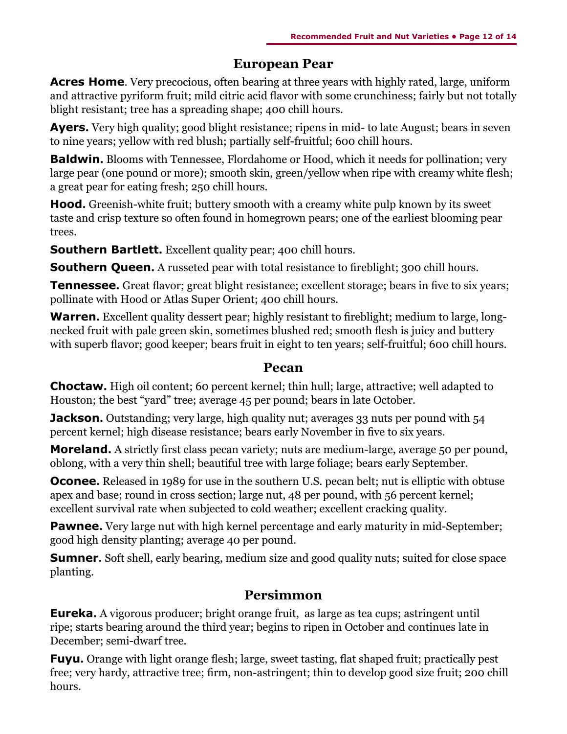## European Pear

**Acres Home**. Very precocious, often bearing at three years with highly rated, large, uniform and attractive pyriform fruit; mild citric acid flavor with some crunchiness; fairly but not totally blight resistant; tree has a spreading shape; 400 chill hours.

**Ayers.** Very high quality; good blight resistance; ripens in mid- to late August; bears in seven to nine years; yellow with red blush; partially self-fruitful; 600 chill hours.

**Baldwin.** Blooms with Tennessee, Flordahome or Hood, which it needs for pollination; very large pear (one pound or more); smooth skin, green/yellow when ripe with creamy white flesh; a great pear for eating fresh; 250 chill hours.

**Hood.** Greenish-white fruit; buttery smooth with a creamy white pulp known by its sweet taste and crisp texture so often found in homegrown pears; one of the earliest blooming pear trees.

**Southern Bartlett.** Excellent quality pear; 400 chill hours.

**Southern Queen.** A russeted pear with total resistance to fireblight; 300 chill hours.

**Tennessee.** Great flavor; great blight resistance; excellent storage; bears in five to six years; pollinate with Hood or Atlas Super Orient; 400 chill hours.

**Warren.** Excellent quality dessert pear; highly resistant to fireblight; medium to large, long-necked fruit with pale green skin, sometimes blushed red; smooth flesh is juicy and buttery with superb flavor; good keeper; bears fruit in eight to ten years; self-fruitful; 600 chill hours.

## Pecan

**Choctaw.** High oil content; 60 percent kernel; thin hull; large, attractive; well adapted to Houston; the best "yard" tree; average 45 per pound; bears in late October.

**Jackson.** Outstanding; very large, high quality nut; averages 33 nuts per pound with 54 percent kernel; high disease resistance; bears early November in five to six years.

**Moreland.** A strictly first class pecan variety; nuts are medium-large, average 50 per pound, oblong, with a very thin shell; beautiful tree with large foliage; bears early September.

**Oconee.** Released in 1989 for use in the southern U.S. pecan belt; nut is elliptic with obtuse apex and base; round in cross section; large nut, 48 per pound, with 56 percent kernel; excellent survival rate when subjected to cold weather; excellent cracking quality.

**Pawnee.** Very large nut with high kernel percentage and early maturity in mid-September; good high density planting; average 40 per pound.

**Sumner.** Soft shell, early bearing, medium size and good quality nuts; suited for close space planting.

## Persimmon

**Eureka.** A vigorous producer; bright orange fruit, as large as tea cups; astringent until ripe; starts bearing around the third year; begins to ripen in October and continues late in December; semi-dwarf tree.

**Fuyu.** Orange with light orange flesh; large, sweet tasting, flat shaped fruit; practically pest free; very hardy, attractive tree; firm, non-astringent; thin to develop good size fruit; 200 chill hours.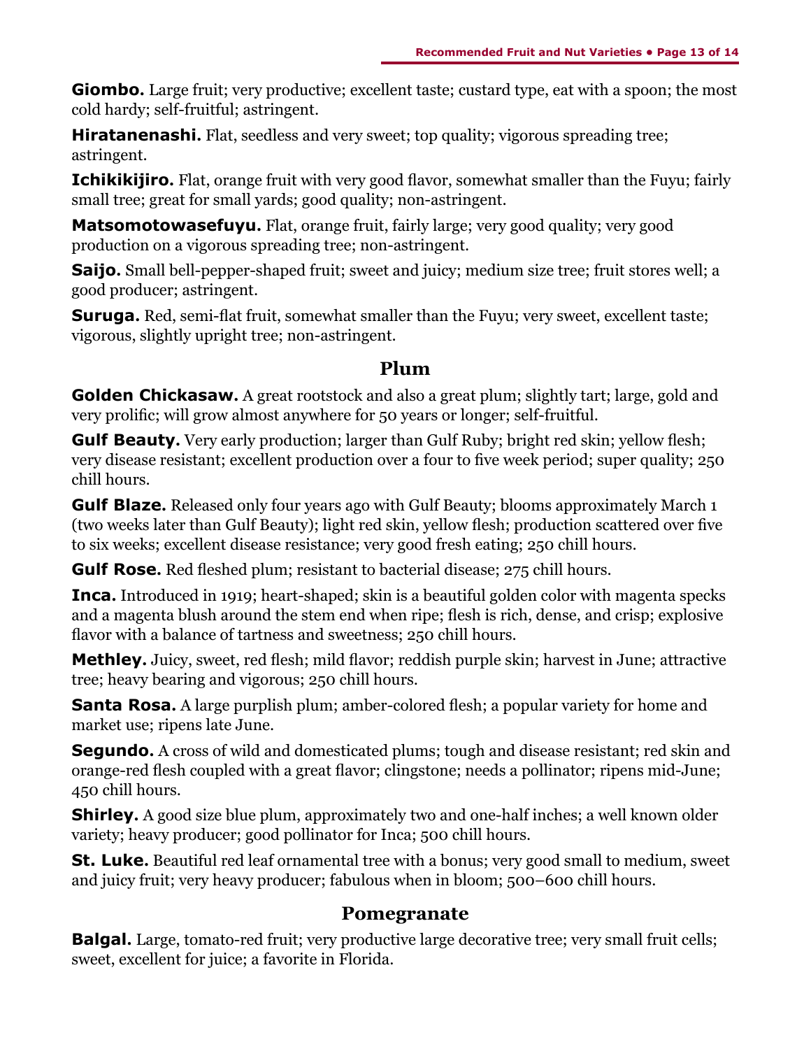**Giombo.** Large fruit; very productive; excellent taste; custard type, eat with a spoon; the most cold hardy; self-fruitful; astringent.

**Hiratanenashi.** Flat, seedless and very sweet; top quality; vigorous spreading tree; astringent.

**Ichikikijiro.** Flat, orange fruit with very good flavor, somewhat smaller than the Fuyu; fairly small tree; great for small yards; good quality; non-astringent.

**Matsomotowasefuyu.** Flat, orange fruit, fairly large; very good quality; very good production on a vigorous spreading tree; non-astringent.

**Saijo.** Small bell-pepper-shaped fruit; sweet and juicy; medium size tree; fruit stores well; a good producer; astringent.

**Suruga.** Red, semi-flat fruit, somewhat smaller than the Fuyu; very sweet, excellent taste; vigorous, slightly upright tree; non-astringent.

## Plum

**Golden Chickasaw.** A great rootstock and also a great plum; slightly tart; large, gold and very prolific; will grow almost anywhere for 50 years or longer; self-fruitful.

**Gulf Beauty.** Very early production; larger than Gulf Ruby; bright red skin; yellow flesh; very disease resistant; excellent production over a four to five week period; super quality; 250 chill hours.

**Gulf Blaze.** Released only four years ago with Gulf Beauty; blooms approximately March 1 (two weeks later than Gulf Beauty); light red skin, yellow flesh; production scattered over five to six weeks; excellent disease resistance; very good fresh eating; 250 chill hours.

**Gulf Rose.** Red fleshed plum; resistant to bacterial disease; 275 chill hours.

**Inca.** Introduced in 1919; heart-shaped; skin is a beautiful golden color with magenta specks and a magenta blush around the stem end when ripe; flesh is rich, dense, and crisp; explosive flavor with a balance of tartness and sweetness; 250 chill hours.

**Methley.** Juicy, sweet, red flesh; mild flavor; reddish purple skin; harvest in June; attractive tree; heavy bearing and vigorous; 250 chill hours.

**Santa Rosa.** A large purplish plum; amber-colored flesh; a popular variety for home and market use; ripens late June.

**Segundo.** A cross of wild and domesticated plums; tough and disease resistant; red skin and orange-red flesh coupled with a great flavor; clingstone; needs a pollinator; ripens mid-June; 450 chill hours.

**Shirley.** A good size blue plum, approximately two and one-half inches; a well known older variety; heavy producer; good pollinator for Inca; 500 chill hours.

**St. Luke.** Beautiful red leaf ornamental tree with a bonus; very good small to medium, sweet and juicy fruit; very heavy producer; fabulous when in bloom; 500–600 chill hours.

## Pomegranate

**Balgal.** Large, tomato-red fruit; very productive large decorative tree; very small fruit cells; sweet, excellent for juice; a favorite in Florida.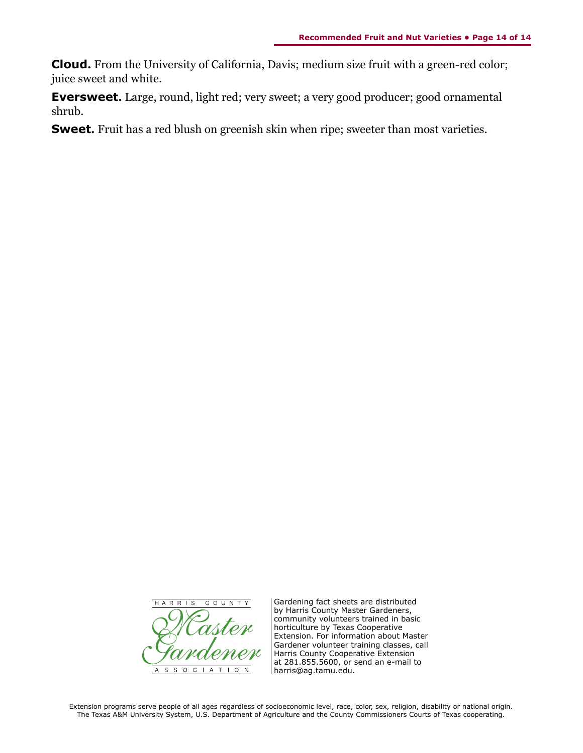**Cloud.** From the University of California, Davis; medium size fruit with a green-red color; juice sweet and white.

**Eversweet.** Large, round, light red; very sweet; a very good producer; good ornamental shrub.

**Sweet.** Fruit has a red blush on greenish skin when ripe; sweeter than most varieties.

HARRIS COUNTY Master Gardener ASSOCIATION

Gardening fact sheets are distributed by Harris County Master Gardeners, community volunteers trained in basic horticulture by Texas Cooperative Extension. For information about Master Gardener volunteer training classes, call Harris County Cooperative Extension at 281.855.5600, or send an e-mail to harris@ag.tamu.edu.

Extension programs serve people of all ages regardless of socioeconomic level, race, color, sex, religion, disability or national origin. The Texas A&M University System, U.S. Department of Agriculture and the County Commissioners Courts of Texas cooperating.